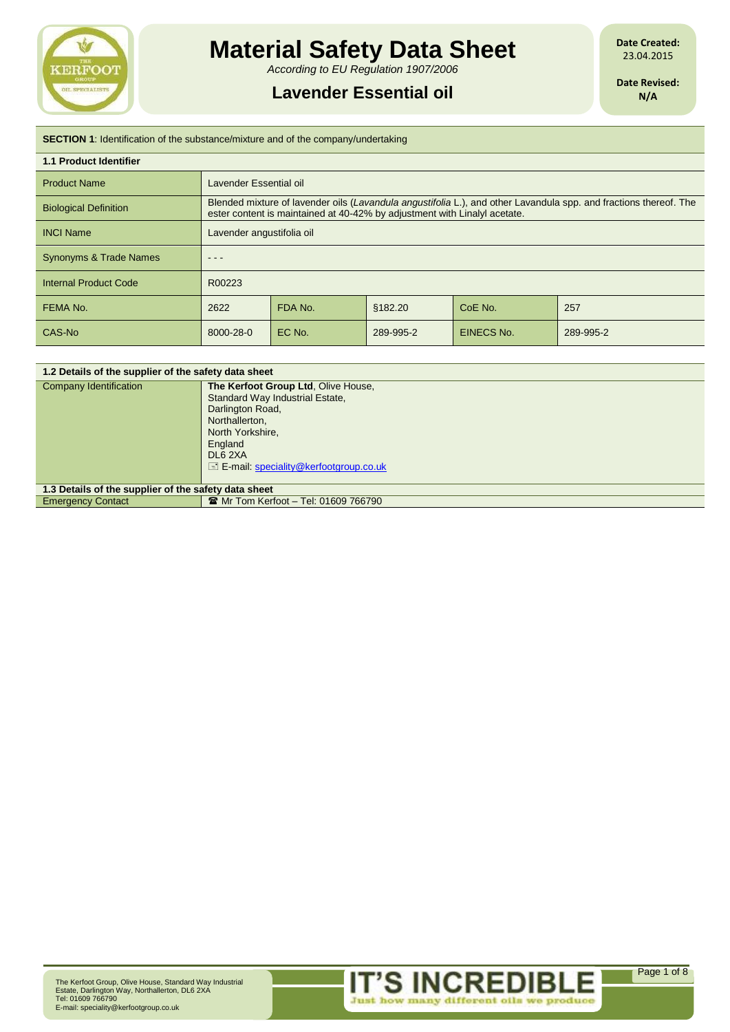# Material Safety Data Sheet

*According to EU Regulation 1907/2006*

## Lavender Essential oil

**Date Created:** 23.04.2015

**Date Revised:** N/A

**SECTION 1**: Identification of the substance/mixture and of the company/undertaking

| **1.1 Product Identifier** | | | | | |
|---|---|---|---|---|---|
| Product Name | Lavender Essential oil | | | | |
| Biological Definition | Blended mixture of lavender oils (*Lavandula angustifolia* L.), and other Lavandula spp. and fractions thereof. The ester content is maintained at 40-42% by adjustment with Linalyl acetate. | | | | |
| INCI Name | Lavender angustifolia oil | | | | |
| Synonyms & Trade Names | - - - | | | | |
| Internal Product Code | R00223 | | | | |
| FEMA No. | 2622 | FDA No. | §182.20 | CoE No. | 257 |
| CAS-No | 8000-28-0 | EC No. | 289-995-2 | EINECS No. | 289-995-2 |

| **1.2 Details of the supplier of the safety data sheet** | |
|---|---|
| Company Identification | **The Kerfoot Group Ltd**, Olive House,<br>Standard Way Industrial Estate,<br>Darlington Road,<br>Northallerton,<br>North Yorkshire,<br>England<br>DL6 2XA<br>E-mail: speciality@kerfootgroup.co.uk |
| **1.3 Details of the supplier of the safety data sheet** | |
| Emergency Contact | Mr Tom Kerfoot – Tel: 01609 766790 |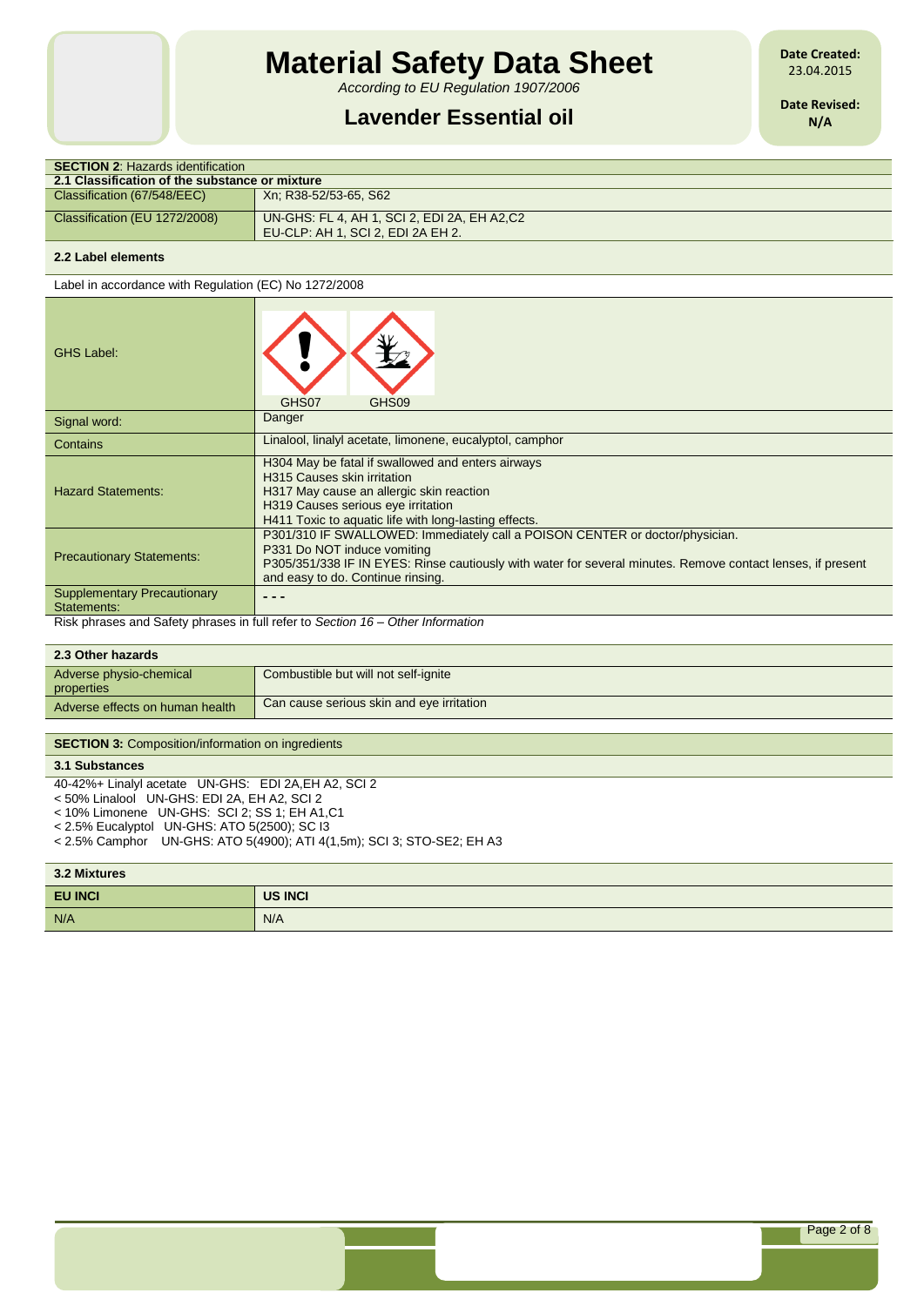# Material Safety Data Sheet

*According to EU Regulation 1907/2006*

## Lavender Essential oil

**Date Created:** 23.04.2015

**Date Revised:** N/A

| **SECTION 2**: Hazards identification | |
|---|---|
| **2.1 Classification of the substance or mixture** | |
| Classification (67/548/EEC) | Xn; R38-52/53-65, S62 |
| Classification (EU 1272/2008) | UN-GHS: FL 4, AH 1, SCI 2, EDI 2A, EH A2,C2<br>EU-CLP: AH 1, SCI 2, EDI 2A EH 2. |

**2.2 Label elements**

Label in accordance with Regulation (EC) No 1272/2008

| | |
|---|---|
| GHS Label: | GHS07 GHS09 |
| Signal word: | Danger |
| Contains | Linalool, linalyl acetate, limonene, eucalyptol, camphor |
| Hazard Statements: | H304 May be fatal if swallowed and enters airways<br>H315 Causes skin irritation<br>H317 May cause an allergic skin reaction<br>H319 Causes serious eye irritation<br>H411 Toxic to aquatic life with long-lasting effects. |
| Precautionary Statements: | P301/310 IF SWALLOWED: Immediately call a POISON CENTER or doctor/physician.<br>P331 Do NOT induce vomiting<br>P305/351/338 IF IN EYES: Rinse cautiously with water for several minutes. Remove contact lenses, if present and easy to do. Continue rinsing. |
| Supplementary Precautionary Statements: | - - - |

Risk phrases and Safety phrases in full refer to *Section 16 – Other Information*

| **2.3 Other hazards** | |
|---|---|
| Adverse physio-chemical properties | Combustible but will not self-ignite |
| Adverse effects on human health | Can cause serious skin and eye irritation |

**SECTION 3:** Composition/information on ingredients

**3.1 Substances**

40-42%+ Linalyl acetate UN-GHS: EDI 2A,EH A2, SCI 2
< 50% Linalool UN-GHS: EDI 2A, EH A2, SCI 2
< 10% Limonene UN-GHS: SCI 2; SS 1; EH A1,C1
< 2.5% Eucalyptol UN-GHS: ATO 5(2500); SC I3
< 2.5% Camphor UN-GHS: ATO 5(4900); ATI 4(1,5m); SCI 3; STO-SE2; EH A3

**3.2 Mixtures**

| **EU INCI** | **US INCI** |
|---|---|
| N/A | N/A |